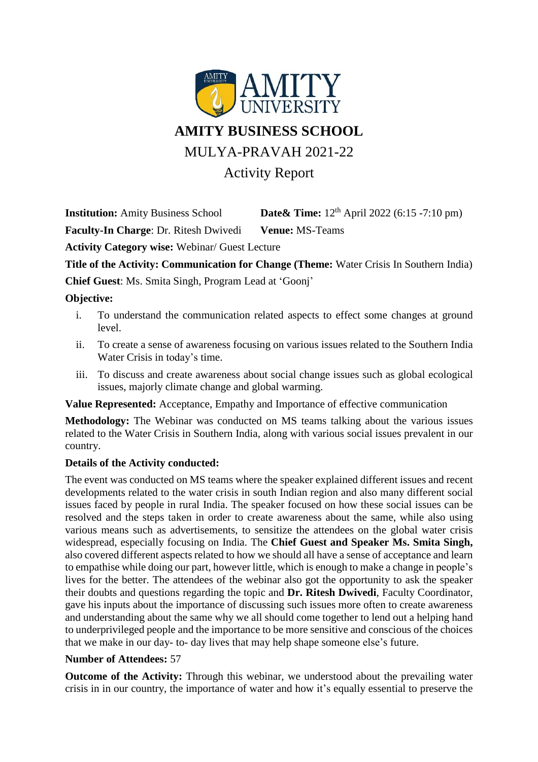# AMITY BUSINESS SCHOOL

## MULYA-PRAVAH 2021-22

## Activity Report

**Institution:** Amity Business School **Date& Time:** 12th April 2022 (6:15 -7:10 pm)

**Faculty-In Charge**: Dr. Ritesh Dwivedi **Venue:** MS-Teams

**Activity Category wise:** Webinar/ Guest Lecture

**Title of the Activity: Communication for Change (Theme:** Water Crisis In Southern India)

**Chief Guest**: Ms. Smita Singh, Program Lead at 'Goonj'

**Objective:**

i. To understand the communication related aspects to effect some changes at ground level.

ii. To create a sense of awareness focusing on various issues related to the Southern India Water Crisis in today's time.

iii. To discuss and create awareness about social change issues such as global ecological issues, majorly climate change and global warming.

**Value Represented:** Acceptance, Empathy and Importance of effective communication

**Methodology:** The Webinar was conducted on MS teams talking about the various issues related to the Water Crisis in Southern India, along with various social issues prevalent in our country.

**Details of the Activity conducted:**

The event was conducted on MS teams where the speaker explained different issues and recent developments related to the water crisis in south Indian region and also many different social issues faced by people in rural India. The speaker focused on how these social issues can be resolved and the steps taken in order to create awareness about the same, while also using various means such as advertisements, to sensitize the attendees on the global water crisis widespread, especially focusing on India. The **Chief Guest and Speaker Ms. Smita Singh,** also covered different aspects related to how we should all have a sense of acceptance and learn to empathise while doing our part, however little, which is enough to make a change in people's lives for the better. The attendees of the webinar also got the opportunity to ask the speaker their doubts and questions regarding the topic and **Dr. Ritesh Dwivedi**, Faculty Coordinator, gave his inputs about the importance of discussing such issues more often to create awareness and understanding about the same why we all should come together to lend out a helping hand to underprivileged people and the importance to be more sensitive and conscious of the choices that we make in our day- to- day lives that may help shape someone else's future.

**Number of Attendees:** 57

**Outcome of the Activity:** Through this webinar, we understood about the prevailing water crisis in in our country, the importance of water and how it's equally essential to preserve the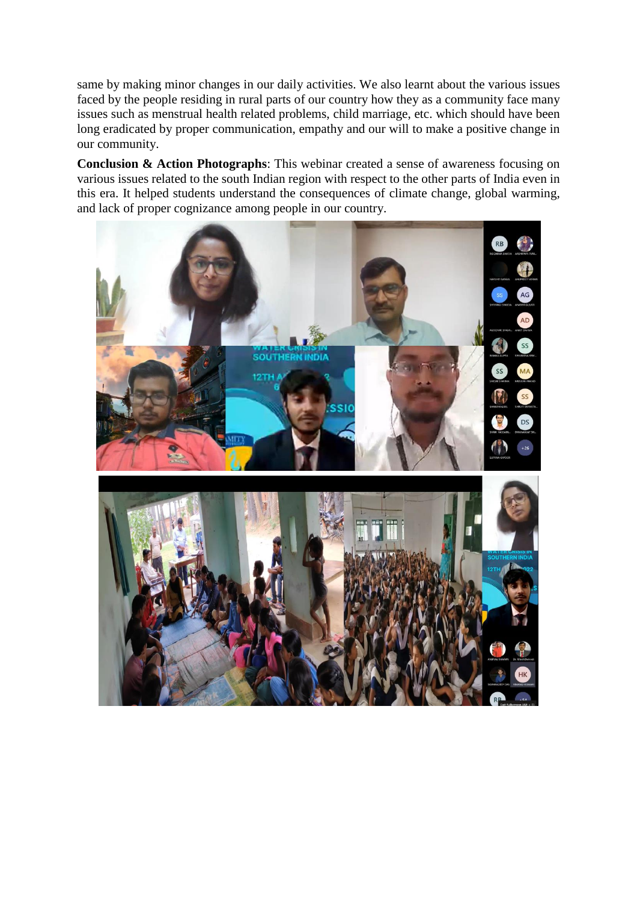same by making minor changes in our daily activities. We also learnt about the various issues faced by the people residing in rural parts of our country how they as a community face many issues such as menstrual health related problems, child marriage, etc. which should have been long eradicated by proper communication, empathy and our will to make a positive change in our community.

**Conclusion & Action Photographs**: This webinar created a sense of awareness focusing on various issues related to the south Indian region with respect to the other parts of India even in this era. It helped students understand the consequences of climate change, global warming, and lack of proper cognizance among people in our country.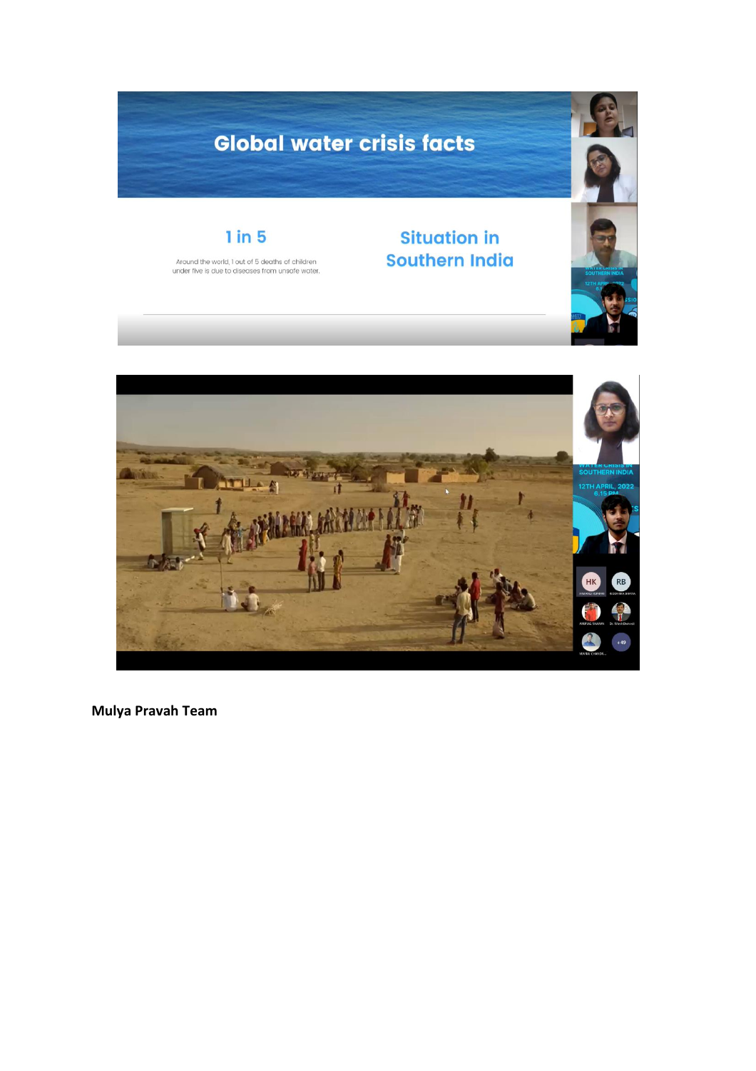**Mulya Pravah Team**